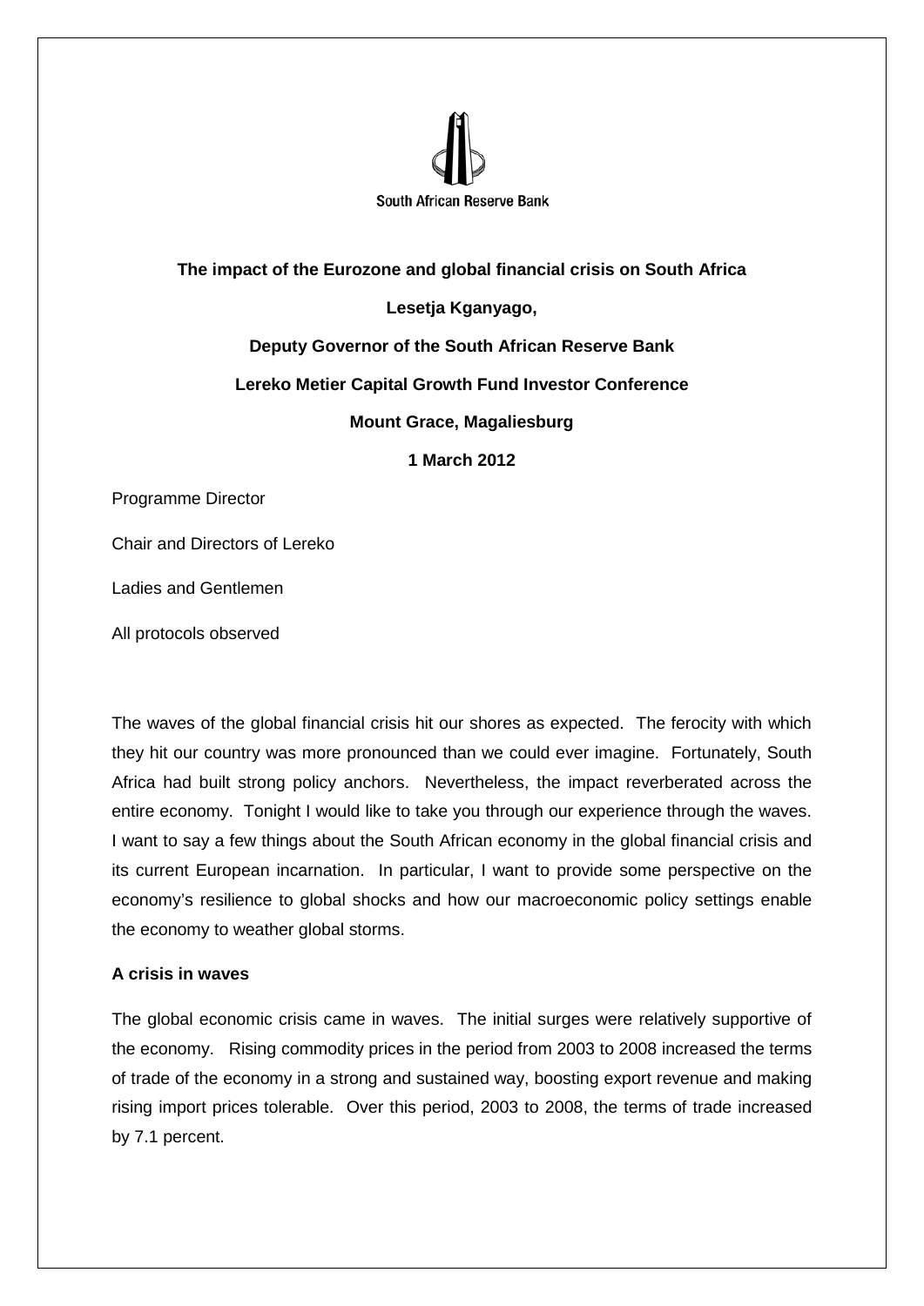South African Reserve Bank

**The impact of the Eurozone and global financial crisis on South Africa**

**Lesetja Kganyago,**

**Deputy Governor of the South African Reserve Bank**

**Lereko Metier Capital Growth Fund Investor Conference**

**Mount Grace, Magaliesburg**

**1 March 2012**

Programme Director

Chair and Directors of Lereko

Ladies and Gentlemen

All protocols observed

The waves of the global financial crisis hit our shores as expected. The ferocity with which they hit our country was more pronounced than we could ever imagine. Fortunately, South Africa had built strong policy anchors. Nevertheless, the impact reverberated across the entire economy. Tonight I would like to take you through our experience through the waves. I want to say a few things about the South African economy in the global financial crisis and its current European incarnation. In particular, I want to provide some perspective on the economy's resilience to global shocks and how our macroeconomic policy settings enable the economy to weather global storms.

## A crisis in waves

The global economic crisis came in waves. The initial surges were relatively supportive of the economy. Rising commodity prices in the period from 2003 to 2008 increased the terms of trade of the economy in a strong and sustained way, boosting export revenue and making rising import prices tolerable. Over this period, 2003 to 2008, the terms of trade increased by 7.1 percent.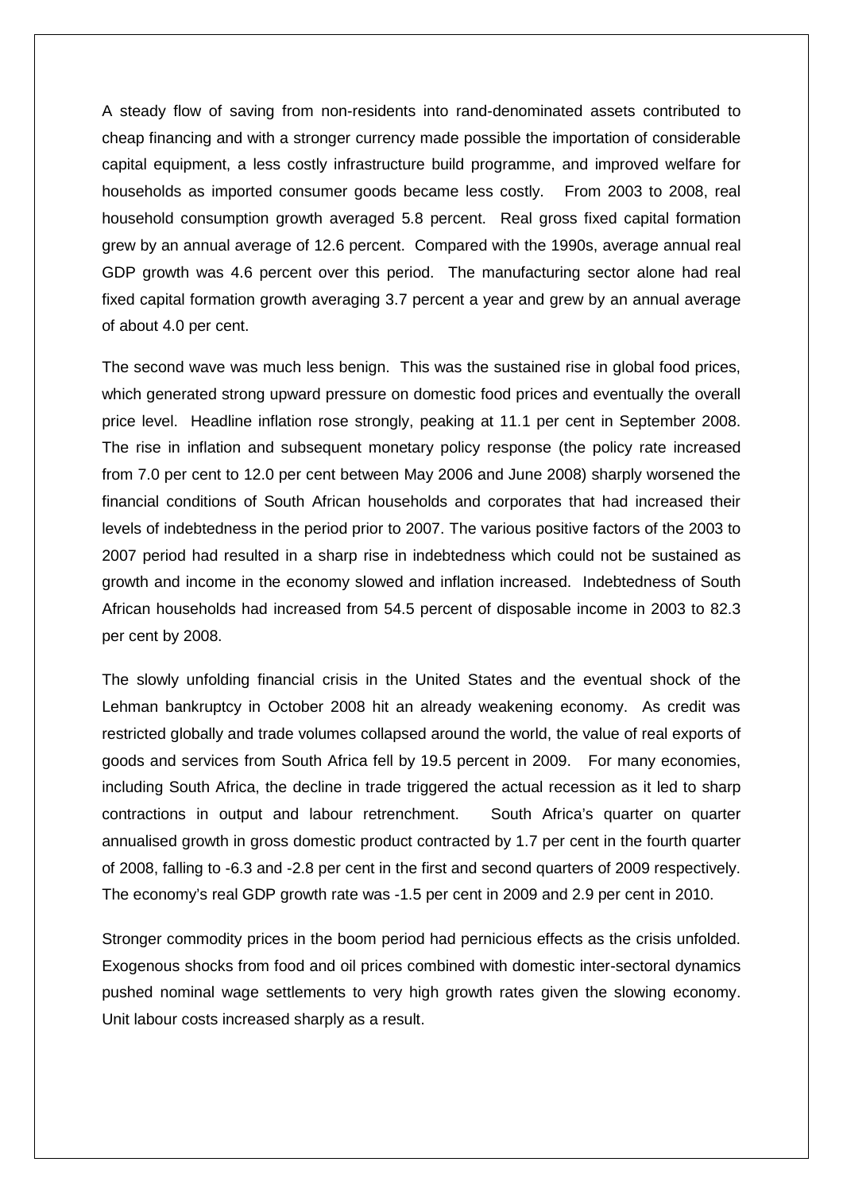A steady flow of saving from non-residents into rand-denominated assets contributed to cheap financing and with a stronger currency made possible the importation of considerable capital equipment, a less costly infrastructure build programme, and improved welfare for households as imported consumer goods became less costly. From 2003 to 2008, real household consumption growth averaged 5.8 percent. Real gross fixed capital formation grew by an annual average of 12.6 percent. Compared with the 1990s, average annual real GDP growth was 4.6 percent over this period. The manufacturing sector alone had real fixed capital formation growth averaging 3.7 percent a year and grew by an annual average of about 4.0 per cent.

The second wave was much less benign. This was the sustained rise in global food prices, which generated strong upward pressure on domestic food prices and eventually the overall price level. Headline inflation rose strongly, peaking at 11.1 per cent in September 2008. The rise in inflation and subsequent monetary policy response (the policy rate increased from 7.0 per cent to 12.0 per cent between May 2006 and June 2008) sharply worsened the financial conditions of South African households and corporates that had increased their levels of indebtedness in the period prior to 2007. The various positive factors of the 2003 to 2007 period had resulted in a sharp rise in indebtedness which could not be sustained as growth and income in the economy slowed and inflation increased. Indebtedness of South African households had increased from 54.5 percent of disposable income in 2003 to 82.3 per cent by 2008.

The slowly unfolding financial crisis in the United States and the eventual shock of the Lehman bankruptcy in October 2008 hit an already weakening economy. As credit was restricted globally and trade volumes collapsed around the world, the value of real exports of goods and services from South Africa fell by 19.5 percent in 2009. For many economies, including South Africa, the decline in trade triggered the actual recession as it led to sharp contractions in output and labour retrenchment. South Africa's quarter on quarter annualised growth in gross domestic product contracted by 1.7 per cent in the fourth quarter of 2008, falling to -6.3 and -2.8 per cent in the first and second quarters of 2009 respectively. The economy's real GDP growth rate was -1.5 per cent in 2009 and 2.9 per cent in 2010.

Stronger commodity prices in the boom period had pernicious effects as the crisis unfolded. Exogenous shocks from food and oil prices combined with domestic inter-sectoral dynamics pushed nominal wage settlements to very high growth rates given the slowing economy. Unit labour costs increased sharply as a result.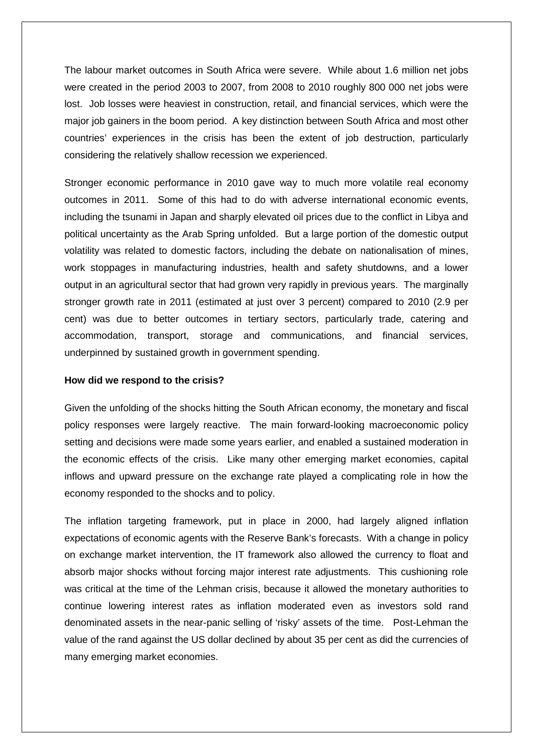The labour market outcomes in South Africa were severe. While about 1.6 million net jobs were created in the period 2003 to 2007, from 2008 to 2010 roughly 800 000 net jobs were lost. Job losses were heaviest in construction, retail, and financial services, which were the major job gainers in the boom period. A key distinction between South Africa and most other countries' experiences in the crisis has been the extent of job destruction, particularly considering the relatively shallow recession we experienced.

Stronger economic performance in 2010 gave way to much more volatile real economy outcomes in 2011. Some of this had to do with adverse international economic events, including the tsunami in Japan and sharply elevated oil prices due to the conflict in Libya and political uncertainty as the Arab Spring unfolded. But a large portion of the domestic output volatility was related to domestic factors, including the debate on nationalisation of mines, work stoppages in manufacturing industries, health and safety shutdowns, and a lower output in an agricultural sector that had grown very rapidly in previous years. The marginally stronger growth rate in 2011 (estimated at just over 3 percent) compared to 2010 (2.9 per cent) was due to better outcomes in tertiary sectors, particularly trade, catering and accommodation, transport, storage and communications, and financial services, underpinned by sustained growth in government spending.

**How did we respond to the crisis?**

Given the unfolding of the shocks hitting the South African economy, the monetary and fiscal policy responses were largely reactive. The main forward-looking macroeconomic policy setting and decisions were made some years earlier, and enabled a sustained moderation in the economic effects of the crisis. Like many other emerging market economies, capital inflows and upward pressure on the exchange rate played a complicating role in how the economy responded to the shocks and to policy.

The inflation targeting framework, put in place in 2000, had largely aligned inflation expectations of economic agents with the Reserve Bank's forecasts. With a change in policy on exchange market intervention, the IT framework also allowed the currency to float and absorb major shocks without forcing major interest rate adjustments. This cushioning role was critical at the time of the Lehman crisis, because it allowed the monetary authorities to continue lowering interest rates as inflation moderated even as investors sold rand denominated assets in the near-panic selling of 'risky' assets of the time. Post-Lehman the value of the rand against the US dollar declined by about 35 per cent as did the currencies of many emerging market economies.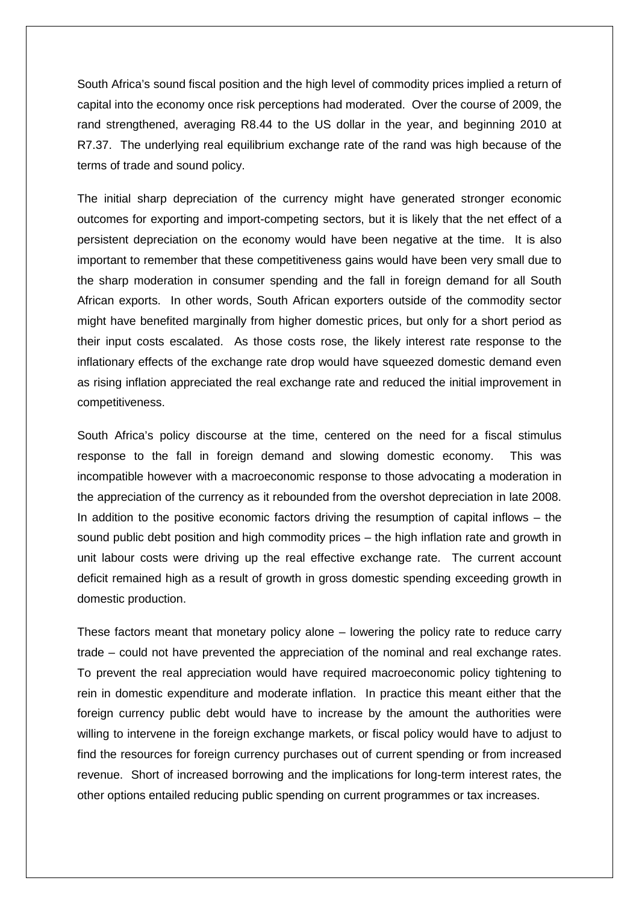South Africa's sound fiscal position and the high level of commodity prices implied a return of capital into the economy once risk perceptions had moderated. Over the course of 2009, the rand strengthened, averaging R8.44 to the US dollar in the year, and beginning 2010 at R7.37. The underlying real equilibrium exchange rate of the rand was high because of the terms of trade and sound policy.

The initial sharp depreciation of the currency might have generated stronger economic outcomes for exporting and import-competing sectors, but it is likely that the net effect of a persistent depreciation on the economy would have been negative at the time. It is also important to remember that these competitiveness gains would have been very small due to the sharp moderation in consumer spending and the fall in foreign demand for all South African exports. In other words, South African exporters outside of the commodity sector might have benefited marginally from higher domestic prices, but only for a short period as their input costs escalated. As those costs rose, the likely interest rate response to the inflationary effects of the exchange rate drop would have squeezed domestic demand even as rising inflation appreciated the real exchange rate and reduced the initial improvement in competitiveness.

South Africa's policy discourse at the time, centered on the need for a fiscal stimulus response to the fall in foreign demand and slowing domestic economy. This was incompatible however with a macroeconomic response to those advocating a moderation in the appreciation of the currency as it rebounded from the overshot depreciation in late 2008. In addition to the positive economic factors driving the resumption of capital inflows – the sound public debt position and high commodity prices – the high inflation rate and growth in unit labour costs were driving up the real effective exchange rate. The current account deficit remained high as a result of growth in gross domestic spending exceeding growth in domestic production.

These factors meant that monetary policy alone – lowering the policy rate to reduce carry trade – could not have prevented the appreciation of the nominal and real exchange rates. To prevent the real appreciation would have required macroeconomic policy tightening to rein in domestic expenditure and moderate inflation. In practice this meant either that the foreign currency public debt would have to increase by the amount the authorities were willing to intervene in the foreign exchange markets, or fiscal policy would have to adjust to find the resources for foreign currency purchases out of current spending or from increased revenue. Short of increased borrowing and the implications for long-term interest rates, the other options entailed reducing public spending on current programmes or tax increases.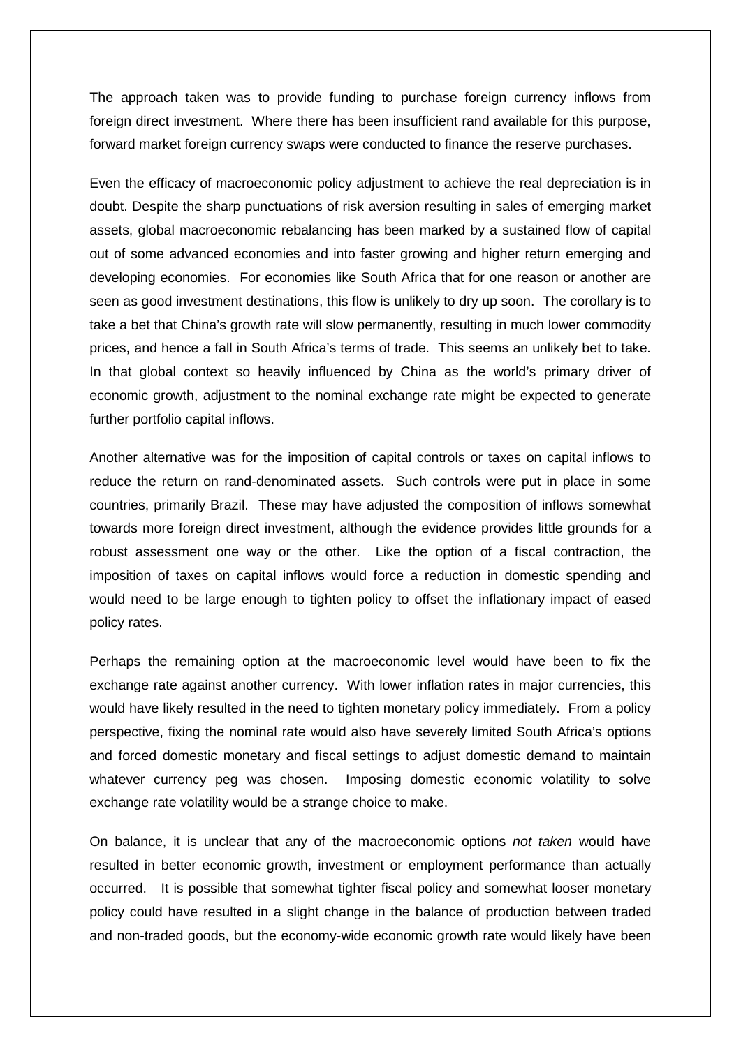The approach taken was to provide funding to purchase foreign currency inflows from foreign direct investment. Where there has been insufficient rand available for this purpose, forward market foreign currency swaps were conducted to finance the reserve purchases.

Even the efficacy of macroeconomic policy adjustment to achieve the real depreciation is in doubt. Despite the sharp punctuations of risk aversion resulting in sales of emerging market assets, global macroeconomic rebalancing has been marked by a sustained flow of capital out of some advanced economies and into faster growing and higher return emerging and developing economies. For economies like South Africa that for one reason or another are seen as good investment destinations, this flow is unlikely to dry up soon. The corollary is to take a bet that China's growth rate will slow permanently, resulting in much lower commodity prices, and hence a fall in South Africa's terms of trade. This seems an unlikely bet to take. In that global context so heavily influenced by China as the world's primary driver of economic growth, adjustment to the nominal exchange rate might be expected to generate further portfolio capital inflows.

Another alternative was for the imposition of capital controls or taxes on capital inflows to reduce the return on rand-denominated assets. Such controls were put in place in some countries, primarily Brazil. These may have adjusted the composition of inflows somewhat towards more foreign direct investment, although the evidence provides little grounds for a robust assessment one way or the other. Like the option of a fiscal contraction, the imposition of taxes on capital inflows would force a reduction in domestic spending and would need to be large enough to tighten policy to offset the inflationary impact of eased policy rates.

Perhaps the remaining option at the macroeconomic level would have been to fix the exchange rate against another currency. With lower inflation rates in major currencies, this would have likely resulted in the need to tighten monetary policy immediately. From a policy perspective, fixing the nominal rate would also have severely limited South Africa's options and forced domestic monetary and fiscal settings to adjust domestic demand to maintain whatever currency peg was chosen. Imposing domestic economic volatility to solve exchange rate volatility would be a strange choice to make.

On balance, it is unclear that any of the macroeconomic options *not taken* would have resulted in better economic growth, investment or employment performance than actually occurred. It is possible that somewhat tighter fiscal policy and somewhat looser monetary policy could have resulted in a slight change in the balance of production between traded and non-traded goods, but the economy-wide economic growth rate would likely have been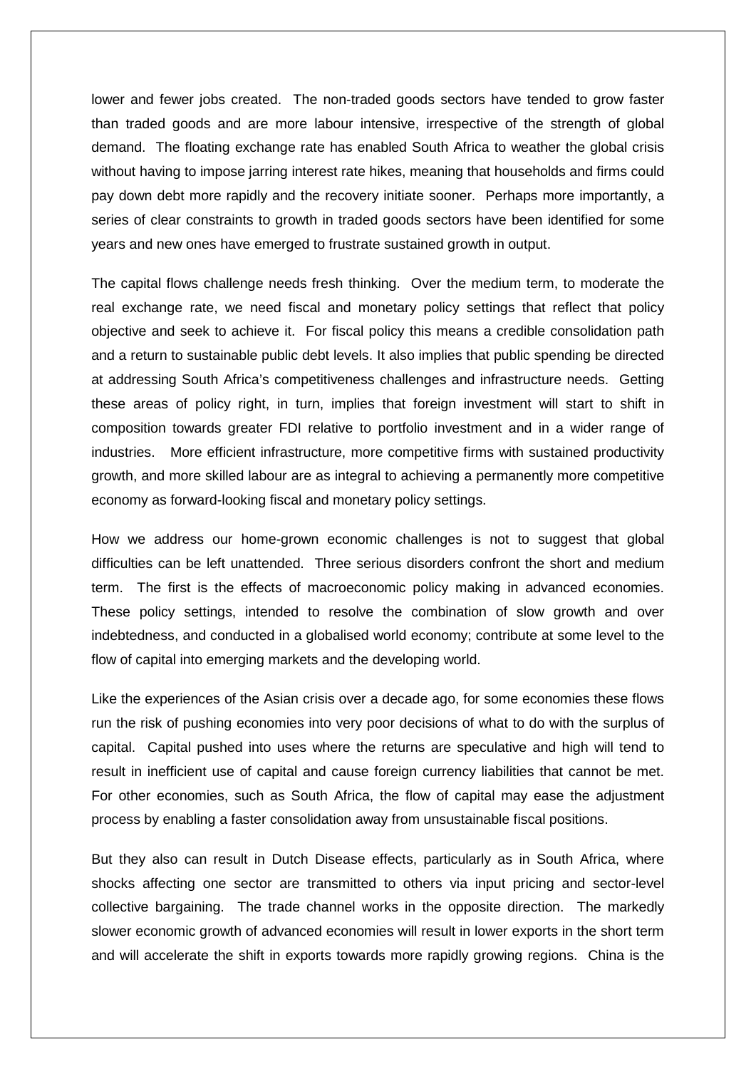lower and fewer jobs created. The non-traded goods sectors have tended to grow faster than traded goods and are more labour intensive, irrespective of the strength of global demand. The floating exchange rate has enabled South Africa to weather the global crisis without having to impose jarring interest rate hikes, meaning that households and firms could pay down debt more rapidly and the recovery initiate sooner. Perhaps more importantly, a series of clear constraints to growth in traded goods sectors have been identified for some years and new ones have emerged to frustrate sustained growth in output.

The capital flows challenge needs fresh thinking. Over the medium term, to moderate the real exchange rate, we need fiscal and monetary policy settings that reflect that policy objective and seek to achieve it. For fiscal policy this means a credible consolidation path and a return to sustainable public debt levels. It also implies that public spending be directed at addressing South Africa's competitiveness challenges and infrastructure needs. Getting these areas of policy right, in turn, implies that foreign investment will start to shift in composition towards greater FDI relative to portfolio investment and in a wider range of industries. More efficient infrastructure, more competitive firms with sustained productivity growth, and more skilled labour are as integral to achieving a permanently more competitive economy as forward-looking fiscal and monetary policy settings.

How we address our home-grown economic challenges is not to suggest that global difficulties can be left unattended. Three serious disorders confront the short and medium term. The first is the effects of macroeconomic policy making in advanced economies. These policy settings, intended to resolve the combination of slow growth and over indebtedness, and conducted in a globalised world economy; contribute at some level to the flow of capital into emerging markets and the developing world.

Like the experiences of the Asian crisis over a decade ago, for some economies these flows run the risk of pushing economies into very poor decisions of what to do with the surplus of capital. Capital pushed into uses where the returns are speculative and high will tend to result in inefficient use of capital and cause foreign currency liabilities that cannot be met. For other economies, such as South Africa, the flow of capital may ease the adjustment process by enabling a faster consolidation away from unsustainable fiscal positions.

But they also can result in Dutch Disease effects, particularly as in South Africa, where shocks affecting one sector are transmitted to others via input pricing and sector-level collective bargaining. The trade channel works in the opposite direction. The markedly slower economic growth of advanced economies will result in lower exports in the short term and will accelerate the shift in exports towards more rapidly growing regions. China is the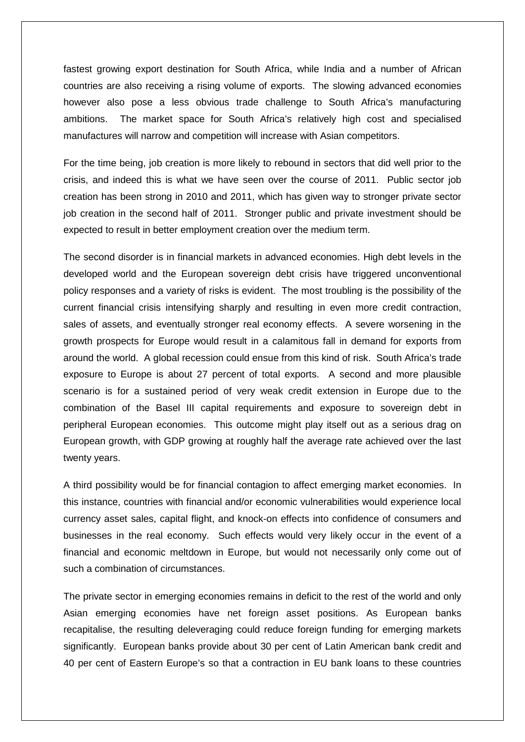fastest growing export destination for South Africa, while India and a number of African countries are also receiving a rising volume of exports. The slowing advanced economies however also pose a less obvious trade challenge to South Africa's manufacturing ambitions. The market space for South Africa's relatively high cost and specialised manufactures will narrow and competition will increase with Asian competitors.

For the time being, job creation is more likely to rebound in sectors that did well prior to the crisis, and indeed this is what we have seen over the course of 2011. Public sector job creation has been strong in 2010 and 2011, which has given way to stronger private sector job creation in the second half of 2011. Stronger public and private investment should be expected to result in better employment creation over the medium term.

The second disorder is in financial markets in advanced economies. High debt levels in the developed world and the European sovereign debt crisis have triggered unconventional policy responses and a variety of risks is evident. The most troubling is the possibility of the current financial crisis intensifying sharply and resulting in even more credit contraction, sales of assets, and eventually stronger real economy effects. A severe worsening in the growth prospects for Europe would result in a calamitous fall in demand for exports from around the world. A global recession could ensue from this kind of risk. South Africa's trade exposure to Europe is about 27 percent of total exports. A second and more plausible scenario is for a sustained period of very weak credit extension in Europe due to the combination of the Basel III capital requirements and exposure to sovereign debt in peripheral European economies. This outcome might play itself out as a serious drag on European growth, with GDP growing at roughly half the average rate achieved over the last twenty years.

A third possibility would be for financial contagion to affect emerging market economies. In this instance, countries with financial and/or economic vulnerabilities would experience local currency asset sales, capital flight, and knock-on effects into confidence of consumers and businesses in the real economy. Such effects would very likely occur in the event of a financial and economic meltdown in Europe, but would not necessarily only come out of such a combination of circumstances.

The private sector in emerging economies remains in deficit to the rest of the world and only Asian emerging economies have net foreign asset positions. As European banks recapitalise, the resulting deleveraging could reduce foreign funding for emerging markets significantly. European banks provide about 30 per cent of Latin American bank credit and 40 per cent of Eastern Europe's so that a contraction in EU bank loans to these countries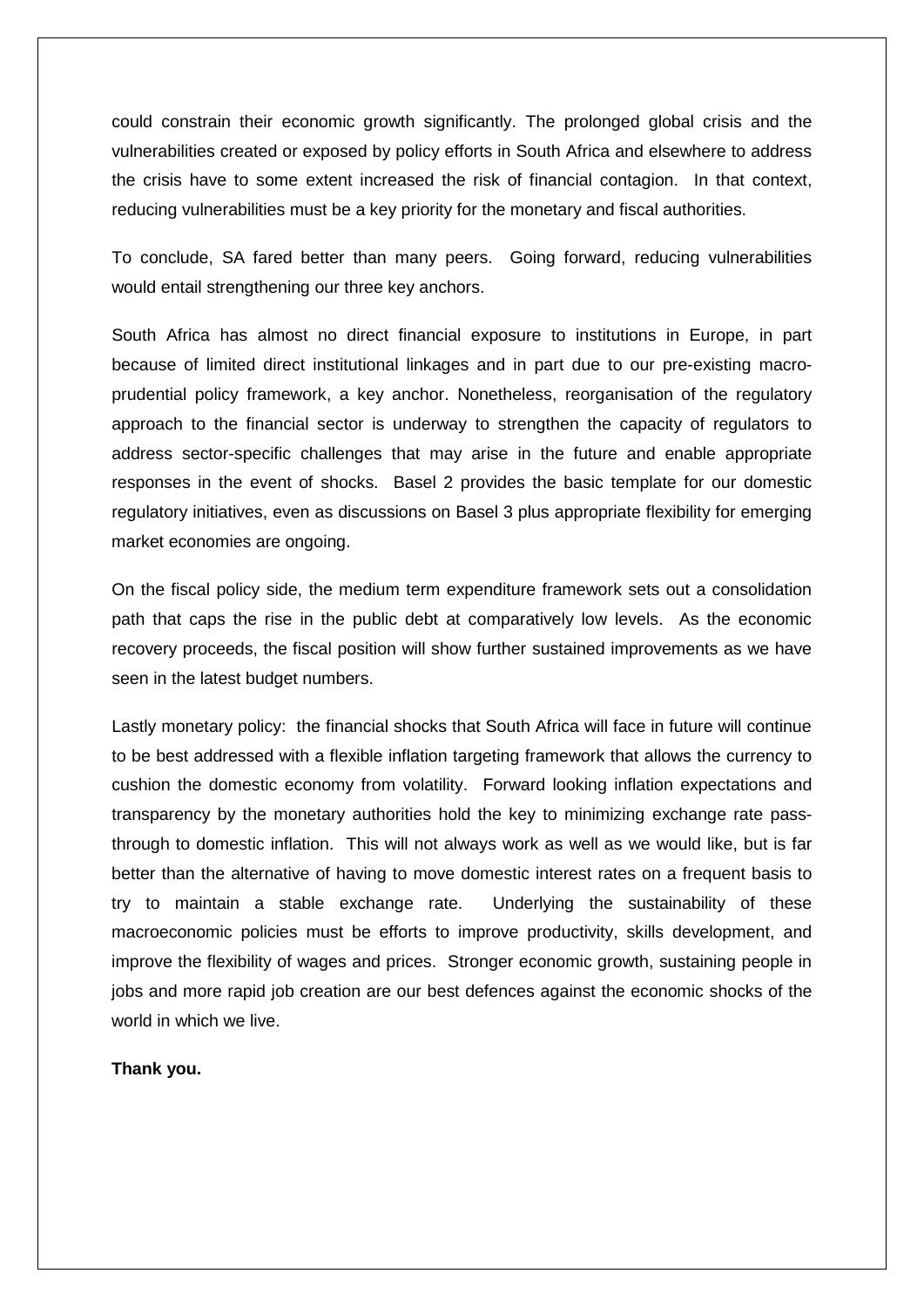could constrain their economic growth significantly. The prolonged global crisis and the vulnerabilities created or exposed by policy efforts in South Africa and elsewhere to address the crisis have to some extent increased the risk of financial contagion. In that context, reducing vulnerabilities must be a key priority for the monetary and fiscal authorities.

To conclude, SA fared better than many peers. Going forward, reducing vulnerabilities would entail strengthening our three key anchors.

South Africa has almost no direct financial exposure to institutions in Europe, in part because of limited direct institutional linkages and in part due to our pre-existing macro-prudential policy framework, a key anchor. Nonetheless, reorganisation of the regulatory approach to the financial sector is underway to strengthen the capacity of regulators to address sector-specific challenges that may arise in the future and enable appropriate responses in the event of shocks. Basel 2 provides the basic template for our domestic regulatory initiatives, even as discussions on Basel 3 plus appropriate flexibility for emerging market economies are ongoing.

On the fiscal policy side, the medium term expenditure framework sets out a consolidation path that caps the rise in the public debt at comparatively low levels. As the economic recovery proceeds, the fiscal position will show further sustained improvements as we have seen in the latest budget numbers.

Lastly monetary policy: the financial shocks that South Africa will face in future will continue to be best addressed with a flexible inflation targeting framework that allows the currency to cushion the domestic economy from volatility. Forward looking inflation expectations and transparency by the monetary authorities hold the key to minimizing exchange rate pass-through to domestic inflation. This will not always work as well as we would like, but is far better than the alternative of having to move domestic interest rates on a frequent basis to try to maintain a stable exchange rate. Underlying the sustainability of these macroeconomic policies must be efforts to improve productivity, skills development, and improve the flexibility of wages and prices. Stronger economic growth, sustaining people in jobs and more rapid job creation are our best defences against the economic shocks of the world in which we live.

**Thank you.**